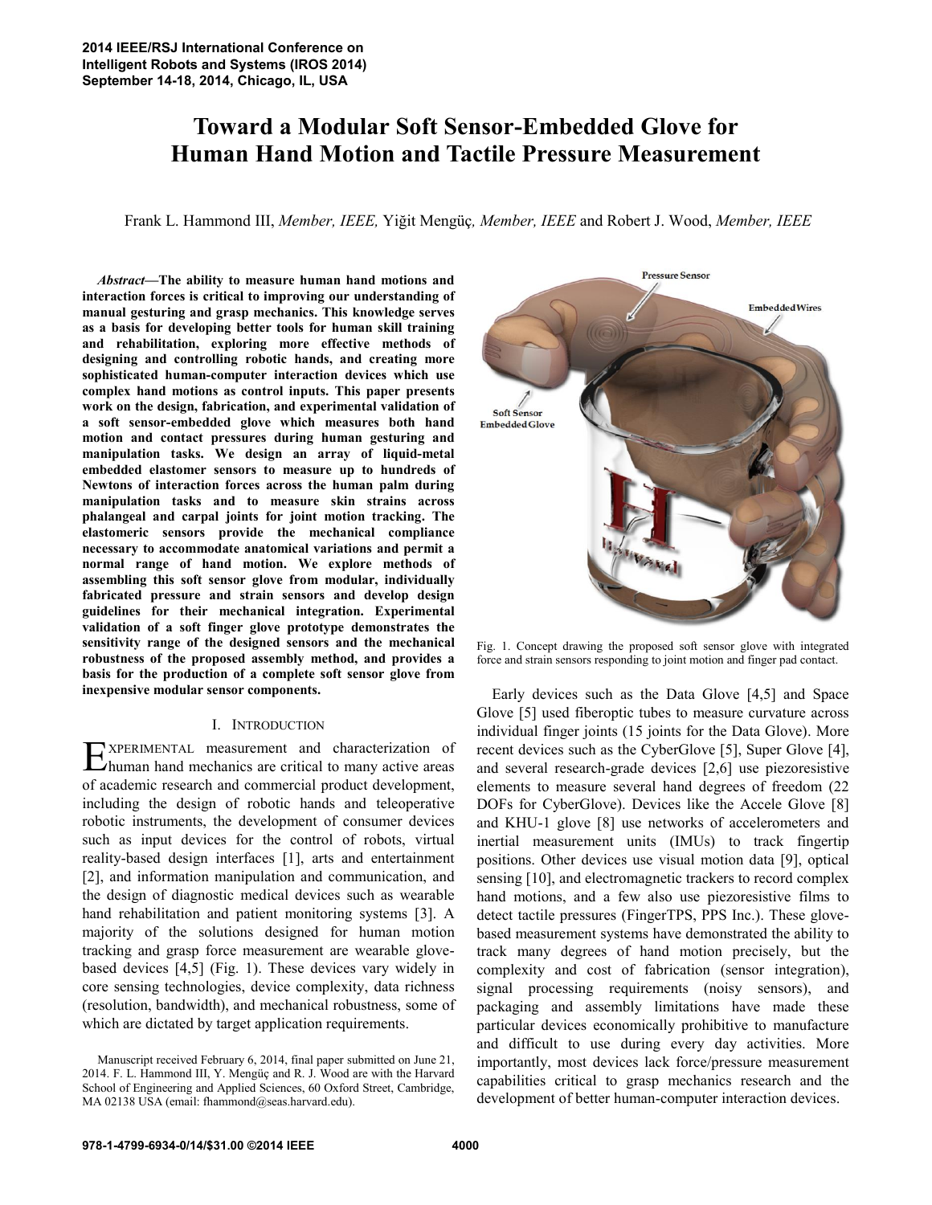# Toward a Modular Soft Sensor-Embedded Glove for Human Hand Motion and Tactile Pressure Measurement

Frank L. Hammond III, *Member, IEEE,* Yiğit Mengüç, *Member, IEEE* and Robert J. Wood, *Member, IEEE*

***Abstract*—The ability to measure human hand motions and interaction forces is critical to improving our understanding of manual gesturing and grasp mechanics. This knowledge serves as a basis for developing better tools for human skill training and rehabilitation, exploring more effective methods of designing and controlling robotic hands, and creating more sophisticated human-computer interaction devices which use complex hand motions as control inputs. This paper presents work on the design, fabrication, and experimental validation of a soft sensor-embedded glove which measures both hand motion and contact pressures during human gesturing and manipulation tasks. We design an array of liquid-metal embedded elastomer sensors to measure up to hundreds of Newtons of interaction forces across the human palm during manipulation tasks and to measure skin strains across phalangeal and carpal joints for joint motion tracking. The elastomeric sensors provide the mechanical compliance necessary to accommodate anatomical variations and permit a normal range of hand motion. We explore methods of assembling this soft sensor glove from modular, individually fabricated pressure and strain sensors and develop design guidelines for their mechanical integration. Experimental validation of a soft finger glove prototype demonstrates the sensitivity range of the designed sensors and the mechanical robustness of the proposed assembly method, and provides a basis for the production of a complete soft sensor glove from inexpensive modular sensor components.**

## I. Introduction

Experimental measurement and characterization of human hand mechanics are critical to many active areas of academic research and commercial product development, including the design of robotic hands and teleoperative robotic instruments, the development of consumer devices such as input devices for the control of robots, virtual reality-based design interfaces [1], arts and entertainment [2], and information manipulation and communication, and the design of diagnostic medical devices such as wearable hand rehabilitation and patient monitoring systems [3]. A majority of the solutions designed for human motion tracking and grasp force measurement are wearable glove-based devices [4,5] (Fig. 1). These devices vary widely in core sensing technologies, device complexity, data richness (resolution, bandwidth), and mechanical robustness, some of which are dictated by target application requirements.

Manuscript received February 6, 2014, final paper submitted on June 21, 2014. F. L. Hammond III, Y. Mengüç and R. J. Wood are with the Harvard School of Engineering and Applied Sciences, 60 Oxford Street, Cambridge, MA 02138 USA (email: fhammond@seas.harvard.edu).

Fig. 1. Concept drawing the proposed soft sensor glove with integrated force and strain sensors responding to joint motion and finger pad contact.

Early devices such as the Data Glove [4,5] and Space Glove [5] used fiberoptic tubes to measure curvature across individual finger joints (15 joints for the Data Glove). More recent devices such as the CyberGlove [5], Super Glove [4], and several research-grade devices [2,6] use piezoresistive elements to measure several hand degrees of freedom (22 DOFs for CyberGlove). Devices like the Accele Glove [8] and KHU-1 glove [8] use networks of accelerometers and inertial measurement units (IMUs) to track fingertip positions. Other devices use visual motion data [9], optical sensing [10], and electromagnetic trackers to record complex hand motions, and a few also use piezoresistive films to detect tactile pressures (FingerTPS, PPS Inc.). These glove-based measurement systems have demonstrated the ability to track many degrees of hand motion precisely, but the complexity and cost of fabrication (sensor integration), signal processing requirements (noisy sensors), and packaging and assembly limitations have made these particular devices economically prohibitive to manufacture and difficult to use during every day activities. More importantly, most devices lack force/pressure measurement capabilities critical to grasp mechanics research and the development of better human-computer interaction devices.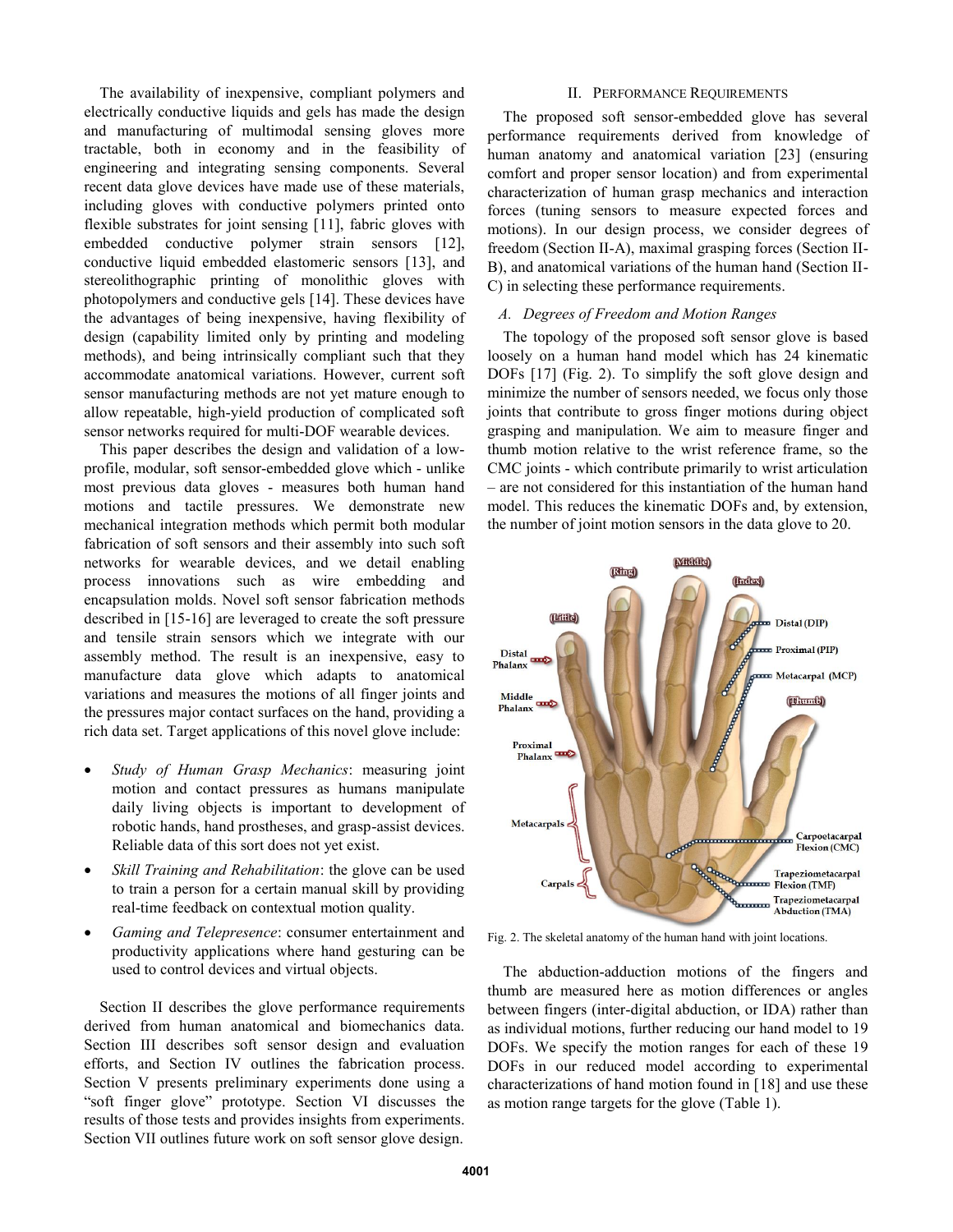The availability of inexpensive, compliant polymers and electrically conductive liquids and gels has made the design and manufacturing of multimodal sensing gloves more tractable, both in economy and in the feasibility of engineering and integrating sensing components. Several recent data glove devices have made use of these materials, including gloves with conductive polymers printed onto flexible substrates for joint sensing [11], fabric gloves with embedded conductive polymer strain sensors [12], conductive liquid embedded elastomeric sensors [13], and stereolithographic printing of monolithic gloves with photopolymers and conductive gels [14]. These devices have the advantages of being inexpensive, having flexibility of design (capability limited only by printing and modeling methods), and being intrinsically compliant such that they accommodate anatomical variations. However, current soft sensor manufacturing methods are not yet mature enough to allow repeatable, high-yield production of complicated soft sensor networks required for multi-DOF wearable devices.

This paper describes the design and validation of a low-profile, modular, soft sensor-embedded glove which - unlike most previous data gloves - measures both human hand motions and tactile pressures. We demonstrate new mechanical integration methods which permit both modular fabrication of soft sensors and their assembly into such soft networks for wearable devices, and we detail enabling process innovations such as wire embedding and encapsulation molds. Novel soft sensor fabrication methods described in [15-16] are leveraged to create the soft pressure and tensile strain sensors which we integrate with our assembly method. The result is an inexpensive, easy to manufacture data glove which adapts to anatomical variations and measures the motions of all finger joints and the pressures major contact surfaces on the hand, providing a rich data set. Target applications of this novel glove include:

- *Study of Human Grasp Mechanics*: measuring joint motion and contact pressures as humans manipulate daily living objects is important to development of robotic hands, hand prostheses, and grasp-assist devices. Reliable data of this sort does not yet exist.
- *Skill Training and Rehabilitation*: the glove can be used to train a person for a certain manual skill by providing real-time feedback on contextual motion quality.
- *Gaming and Telepresence*: consumer entertainment and productivity applications where hand gesturing can be used to control devices and virtual objects.

Section II describes the glove performance requirements derived from human anatomical and biomechanics data. Section III describes soft sensor design and evaluation efforts, and Section IV outlines the fabrication process. Section V presents preliminary experiments done using a "soft finger glove" prototype. Section VI discusses the results of those tests and provides insights from experiments. Section VII outlines future work on soft sensor glove design.

## II. Performance Requirements

The proposed soft sensor-embedded glove has several performance requirements derived from knowledge of human anatomy and anatomical variation [23] (ensuring comfort and proper sensor location) and from experimental characterization of human grasp mechanics and interaction forces (tuning sensors to measure expected forces and motions). In our design process, we consider degrees of freedom (Section II-A), maximal grasping forces (Section II-B), and anatomical variations of the human hand (Section II-C) in selecting these performance requirements.

### A. Degrees of Freedom and Motion Ranges

The topology of the proposed soft sensor glove is based loosely on a human hand model which has 24 kinematic DOFs [17] (Fig. 2). To simplify the soft glove design and minimize the number of sensors needed, we focus only those joints that contribute to gross finger motions during object grasping and manipulation. We aim to measure finger and thumb motion relative to the wrist reference frame, so the CMC joints - which contribute primarily to wrist articulation – are not considered for this instantiation of the human hand model. This reduces the kinematic DOFs and, by extension, the number of joint motion sensors in the data glove to 20.

(Ring) (Middle) (Index) (Little)
Distal (DIP)
Proximal (PIP)
Metacarpal (MCP)
(Thumb)
Distal Phalanx
Middle Phalanx
Proximal Phalanx
Metacarpals
Carpals
Carpoetacarpal Flexion (CMC)
Trapeziometacarpal Flexion (TMF)
Trapeziometacarpal Abduction (TMA)

Fig. 2. The skeletal anatomy of the human hand with joint locations.

The abduction-adduction motions of the fingers and thumb are measured here as motion differences or angles between fingers (inter-digital abduction, or IDA) rather than as individual motions, further reducing our hand model to 19 DOFs. We specify the motion ranges for each of these 19 DOFs in our reduced model according to experimental characterizations of hand motion found in [18] and use these as motion range targets for the glove (Table 1).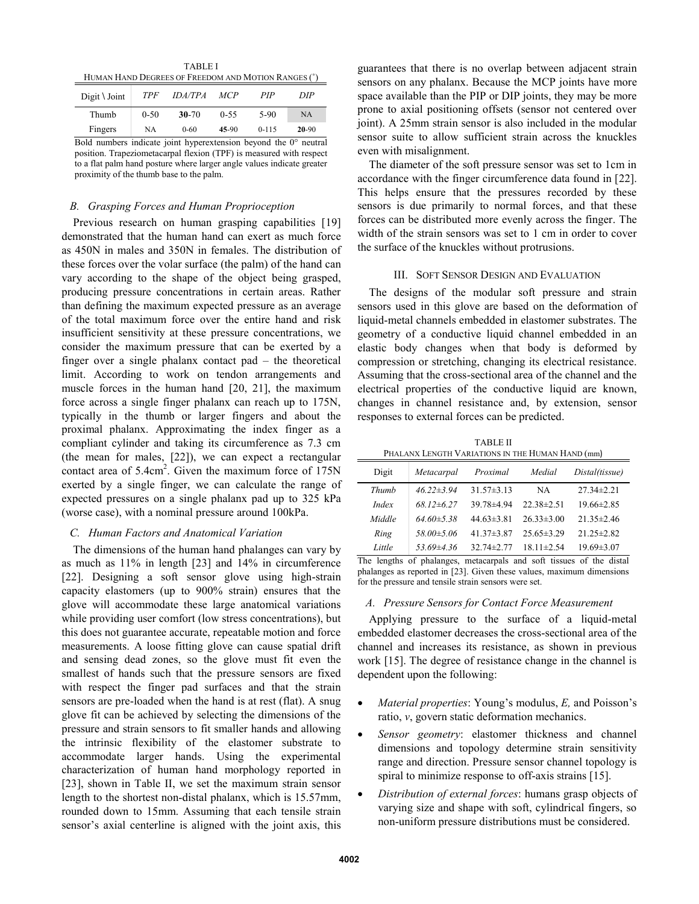TABLE I
HUMAN HAND DEGREES OF FREEDOM AND MOTION RANGES (°)

| Digit \ Joint | TPF | IDA/TPA | MCP | PIP | DIP |
|---|---|---|---|---|---|
| Thumb | 0-50 | **30**-70 | 0-55 | 5-90 | NA |
| Fingers | NA | 0-60 | **45**-90 | 0-115 | **20**-90 |

Bold numbers indicate joint hyperextension beyond the 0° neutral position. Trapeziometacarpal flexion (TPF) is measured with respect to a flat palm hand posture where larger angle values indicate greater proximity of the thumb base to the palm.

### B. Grasping Forces and Human Proprioception

Previous research on human grasping capabilities [19] demonstrated that the human hand can exert as much force as 450N in males and 350N in females. The distribution of these forces over the volar surface (the palm) of the hand can vary according to the shape of the object being grasped, producing pressure concentrations in certain areas. Rather than defining the maximum expected pressure as an average of the total maximum force over the entire hand and risk insufficient sensitivity at these pressure concentrations, we consider the maximum pressure that can be exerted by a finger over a single phalanx contact pad – the theoretical limit. According to work on tendon arrangements and muscle forces in the human hand [20, 21], the maximum force across a single finger phalanx can reach up to 175N, typically in the thumb or larger fingers and about the proximal phalanx. Approximating the index finger as a compliant cylinder and taking its circumference as 7.3 cm (the mean for males, [22]), we can expect a rectangular contact area of 5.4cm$^2$. Given the maximum force of 175N exerted by a single finger, we can calculate the range of expected pressures on a single phalanx pad up to 325 kPa (worse case), with a nominal pressure around 100kPa.

### C. Human Factors and Anatomical Variation

The dimensions of the human hand phalanges can vary by as much as 11% in length [23] and 14% in circumference [22]. Designing a soft sensor glove using high-strain capacity elastomers (up to 900% strain) ensures that the glove will accommodate these large anatomical variations while providing user comfort (low stress concentrations), but this does not guarantee accurate, repeatable motion and force measurements. A loose fitting glove can cause spatial drift and sensing dead zones, so the glove must fit even the smallest of hands such that the pressure sensors are fixed with respect the finger pad surfaces and that the strain sensors are pre-loaded when the hand is at rest (flat). A snug glove fit can be achieved by selecting the dimensions of the pressure and strain sensors to fit smaller hands and allowing the intrinsic flexibility of the elastomer substrate to accommodate larger hands. Using the experimental characterization of human hand morphology reported in [23], shown in Table II, we set the maximum strain sensor length to the shortest non-distal phalanx, which is 15.57mm, rounded down to 15mm. Assuming that each tensile strain sensor's axial centerline is aligned with the joint axis, this guarantees that there is no overlap between adjacent strain sensors on any phalanx. Because the MCP joints have more space available than the PIP or DIP joints, they may be more prone to axial positioning offsets (sensor not centered over joint). A 25mm strain sensor is also included in the modular sensor suite to allow sufficient strain across the knuckles even with misalignment.

The diameter of the soft pressure sensor was set to 1cm in accordance with the finger circumference data found in [22]. This helps ensure that the pressures recorded by these sensors is due primarily to normal forces, and that these forces can be distributed more evenly across the finger. The width of the strain sensors was set to 1 cm in order to cover the surface of the knuckles without protrusions.

## III. SOFT SENSOR DESIGN AND EVALUATION

The designs of the modular soft pressure and strain sensors used in this glove are based on the deformation of liquid-metal channels embedded in elastomer substrates. The geometry of a conductive liquid channel embedded in an elastic body changes when that body is deformed by compression or stretching, changing its electrical resistance. Assuming that the cross-sectional area of the channel and the electrical properties of the conductive liquid are known, changes in channel resistance and, by extension, sensor responses to external forces can be predicted.

TABLE II
PHALANX LENGTH VARIATIONS IN THE HUMAN HAND (mm)

| Digit | Metacarpal | Proximal | Medial | Distal(tissue) |
|---|---|---|---|---|
| *Thumb* | *46.22±3.94* | 31.57±3.13 | NA | 27.34±2.21 |
| *Index* | *68.12±6.27* | 39.78±4.94 | 22.38±2.51 | 19.66±2.85 |
| *Middle* | *64.60±5.38* | 44.63±3.81 | 26.33±3.00 | 21.35±2.46 |
| *Ring* | *58.00±5.06* | 41.37±3.87 | 25.65±3.29 | 21.25±2.82 |
| *Little* | *53.69±4.36* | 32.74±2.77 | 18.11±2.54 | 19.69±3.07 |

The lengths of phalanges, metacarpals and soft tissues of the distal phalanges as reported in [23]. Given these values, maximum dimensions for the pressure and tensile strain sensors were set.

### A. Pressure Sensors for Contact Force Measurement

Applying pressure to the surface of a liquid-metal embedded elastomer decreases the cross-sectional area of the channel and increases its resistance, as shown in previous work [15]. The degree of resistance change in the channel is dependent upon the following:

- *Material properties*: Young's modulus, *E,* and Poisson's ratio, *v*, govern static deformation mechanics.
- *Sensor geometry*: elastomer thickness and channel dimensions and topology determine strain sensitivity range and direction. Pressure sensor channel topology is spiral to minimize response to off-axis strains [15].
- *Distribution of external forces*: humans grasp objects of varying size and shape with soft, cylindrical fingers, so non-uniform pressure distributions must be considered.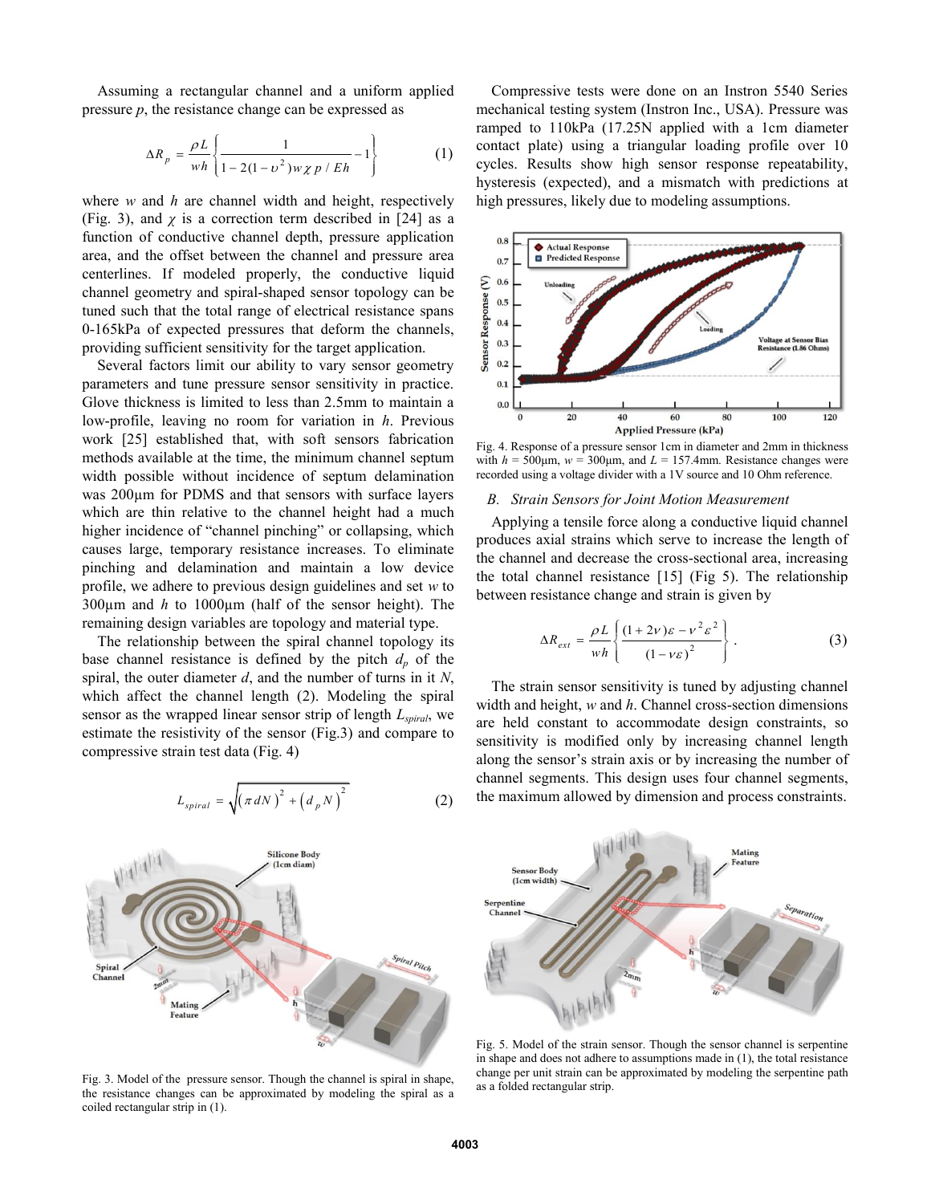Assuming a rectangular channel and a uniform applied pressure $p$, the resistance change can be expressed as

$$\Delta R_p = \frac{\rho L}{wh}\left\{\frac{1}{1-2(1-\upsilon^2)w\chi\, p / Eh} - 1\right\} \quad (1)$$

where $w$ and $h$ are channel width and height, respectively (Fig. 3), and $\chi$ is a correction term described in [24] as a function of conductive channel depth, pressure application area, and the offset between the channel and pressure area centerlines. If modeled properly, the conductive liquid channel geometry and spiral-shaped sensor topology can be tuned such that the total range of electrical resistance spans 0-165kPa of expected pressures that deform the channels, providing sufficient sensitivity for the target application.

Several factors limit our ability to vary sensor geometry parameters and tune pressure sensor sensitivity in practice. Glove thickness is limited to less than 2.5mm to maintain a low-profile, leaving no room for variation in $h$. Previous work [25] established that, with soft sensors fabrication methods available at the time, the minimum channel septum width possible without incidence of septum delamination was 200µm for PDMS and that sensors with surface layers which are thin relative to the channel height had a much higher incidence of "channel pinching" or collapsing, which causes large, temporary resistance increases. To eliminate pinching and delamination and maintain a low device profile, we adhere to previous design guidelines and set $w$ to 300µm and $h$ to 1000µm (half of the sensor height). The remaining design variables are topology and material type.

The relationship between the spiral channel topology its base channel resistance is defined by the pitch $d_p$ of the spiral, the outer diameter $d$, and the number of turns in it $N$, which affect the channel length (2). Modeling the spiral sensor as the wrapped linear sensor strip of length $L_{spiral}$, we estimate the resistivity of the sensor (Fig.3) and compare to compressive strain test data (Fig. 4)

$$L_{spiral} = \sqrt{\left(\pi dN\right)^2 + \left(d_p N\right)^2} \quad (2)$$

Fig. 3. Model of the pressure sensor. Though the channel is spiral in shape, the resistance changes can be approximated by modeling the spiral as a coiled rectangular strip in (1).

Compressive tests were done on an Instron 5540 Series mechanical testing system (Instron Inc., USA). Pressure was ramped to 110kPa (17.25N applied with a 1cm diameter contact plate) using a triangular loading profile over 10 cycles. Results show high sensor response repeatability, hysteresis (expected), and a mismatch with predictions at high pressures, likely due to modeling assumptions.

Fig. 4. Response of a pressure sensor 1cm in diameter and 2mm in thickness with $h$ = 500µm, $w$ = 300µm, and $L$ = 157.4mm. Resistance changes were recorded using a voltage divider with a 1V source and 10 Ohm reference.

### B. Strain Sensors for Joint Motion Measurement

Applying a tensile force along a conductive liquid channel produces axial strains which serve to increase the length of the channel and decrease the cross-sectional area, increasing the total channel resistance [15] (Fig 5). The relationship between resistance change and strain is given by

$$\Delta R_{ext} = \frac{\rho L}{wh}\left\{\frac{(1+2\nu)\varepsilon - \nu^2\varepsilon^2}{(1-\nu\varepsilon)^2}\right\}. \quad (3)$$

The strain sensor sensitivity is tuned by adjusting channel width and height, $w$ and $h$. Channel cross-section dimensions are held constant to accommodate design constraints, so sensitivity is modified only by increasing channel length along the sensor's strain axis or by increasing the number of channel segments. This design uses four channel segments, the maximum allowed by dimension and process constraints.

Fig. 5. Model of the strain sensor. Though the sensor channel is serpentine in shape and does not adhere to assumptions made in (1), the total resistance change per unit strain can be approximated by modeling the serpentine path as a folded rectangular strip.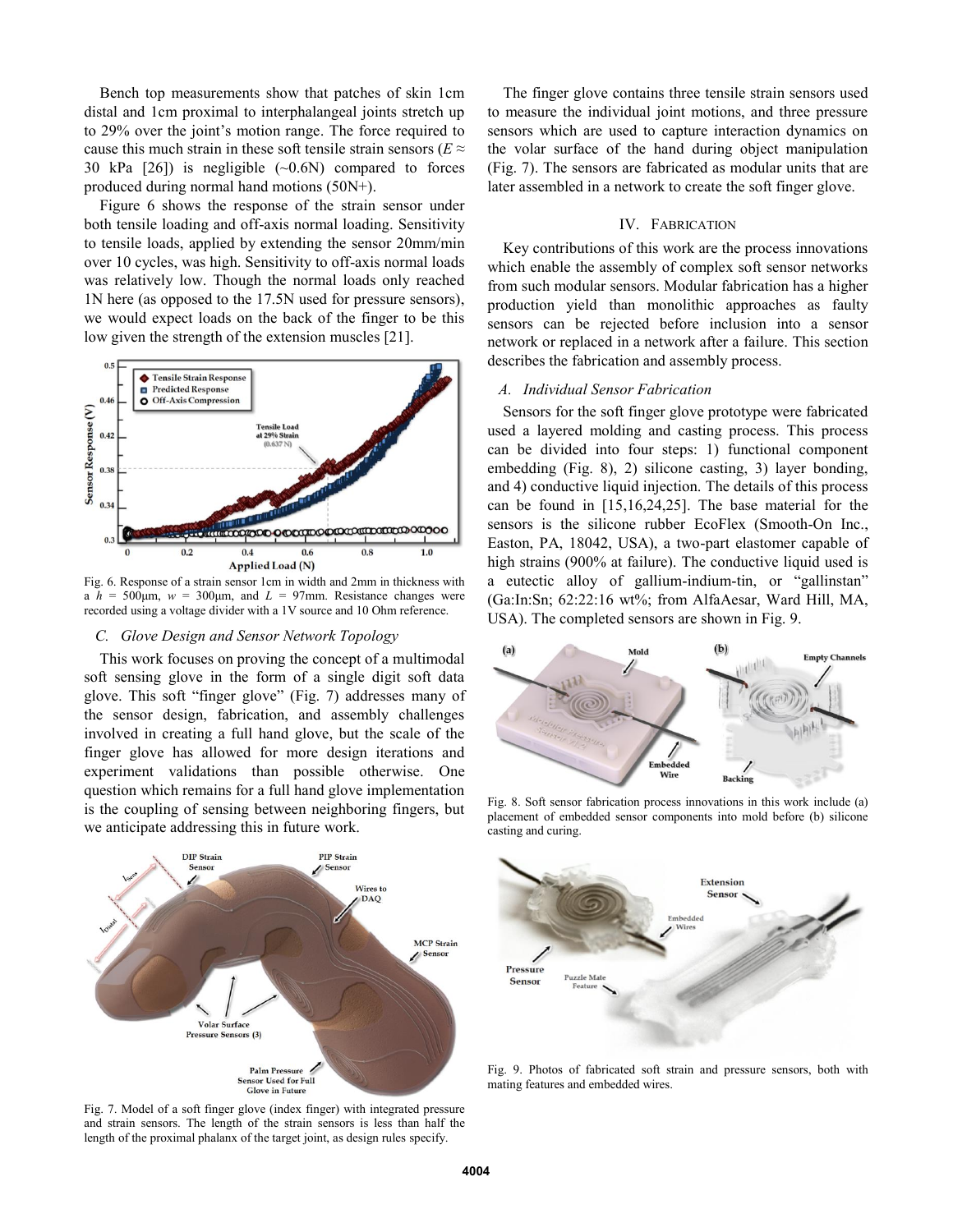Bench top measurements show that patches of skin 1cm distal and 1cm proximal to interphalangeal joints stretch up to 29% over the joint's motion range. The force required to cause this much strain in these soft tensile strain sensors ($E \approx$ 30 kPa [26]) is negligible (~0.6N) compared to forces produced during normal hand motions (50N+).

Figure 6 shows the response of the strain sensor under both tensile loading and off-axis normal loading. Sensitivity to tensile loads, applied by extending the sensor 20mm/min over 10 cycles, was high. Sensitivity to off-axis normal loads was relatively low. Though the normal loads only reached 1N here (as opposed to the 17.5N used for pressure sensors), we would expect loads on the back of the finger to be this low given the strength of the extension muscles [21].

Fig. 6. Response of a strain sensor 1cm in width and 2mm in thickness with a $h$ = 500μm, $w$ = 300μm, and $L$ = 97mm. Resistance changes were recorded using a voltage divider with a 1V source and 10 Ohm reference.

### C. Glove Design and Sensor Network Topology

This work focuses on proving the concept of a multimodal soft sensing glove in the form of a single digit soft data glove. This soft "finger glove" (Fig. 7) addresses many of the sensor design, fabrication, and assembly challenges involved in creating a full hand glove, but the scale of the finger glove has allowed for more design iterations and experiment validations than possible otherwise. One question which remains for a full hand glove implementation is the coupling of sensing between neighboring fingers, but we anticipate addressing this in future work.

Fig. 7. Model of a soft finger glove (index finger) with integrated pressure and strain sensors. The length of the strain sensors is less than half the length of the proximal phalanx of the target joint, as design rules specify.

The finger glove contains three tensile strain sensors used to measure the individual joint motions, and three pressure sensors which are used to capture interaction dynamics on the volar surface of the hand during object manipulation (Fig. 7). The sensors are fabricated as modular units that are later assembled in a network to create the soft finger glove.

## IV. Fabrication

Key contributions of this work are the process innovations which enable the assembly of complex soft sensor networks from such modular sensors. Modular fabrication has a higher production yield than monolithic approaches as faulty sensors can be rejected before inclusion into a sensor network or replaced in a network after a failure. This section describes the fabrication and assembly process.

### A. Individual Sensor Fabrication

Sensors for the soft finger glove prototype were fabricated used a layered molding and casting process. This process can be divided into four steps: 1) functional component embedding (Fig. 8), 2) silicone casting, 3) layer bonding, and 4) conductive liquid injection. The details of this process can be found in [15,16,24,25]. The base material for the sensors is the silicone rubber EcoFlex (Smooth-On Inc., Easton, PA, 18042, USA), a two-part elastomer capable of high strains (900% at failure). The conductive liquid used is a eutectic alloy of gallium-indium-tin, or "gallinstan" (Ga:In:Sn; 62:22:16 wt%; from AlfaAesar, Ward Hill, MA, USA). The completed sensors are shown in Fig. 9.

Fig. 8. Soft sensor fabrication process innovations in this work include (a) placement of embedded sensor components into mold before (b) silicone casting and curing.

Fig. 9. Photos of fabricated soft strain and pressure sensors, both with mating features and embedded wires.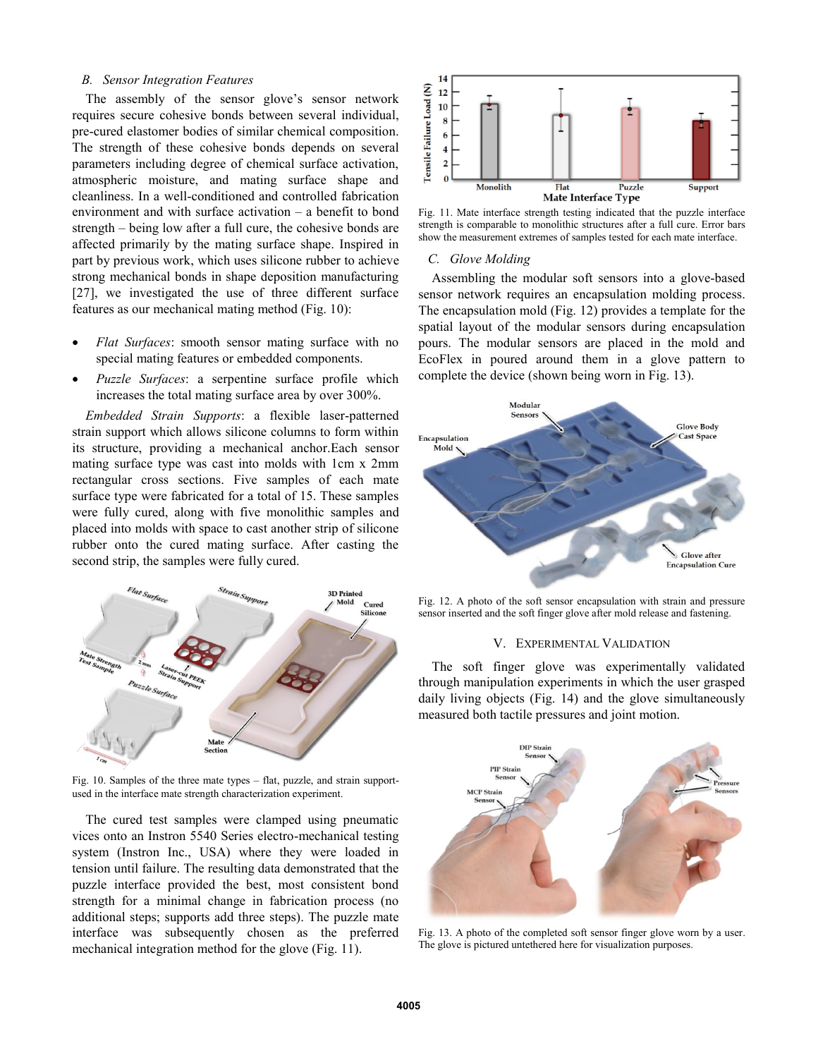### B. Sensor Integration Features

The assembly of the sensor glove's sensor network requires secure cohesive bonds between several individual, pre-cured elastomer bodies of similar chemical composition. The strength of these cohesive bonds depends on several parameters including degree of chemical surface activation, atmospheric moisture, and mating surface shape and cleanliness. In a well-conditioned and controlled fabrication environment and with surface activation – a benefit to bond strength – being low after a full cure, the cohesive bonds are affected primarily by the mating surface shape. Inspired in part by previous work, which uses silicone rubber to achieve strong mechanical bonds in shape deposition manufacturing [27], we investigated the use of three different surface features as our mechanical mating method (Fig. 10):

- *Flat Surfaces*: smooth sensor mating surface with no special mating features or embedded components.
- *Puzzle Surfaces*: a serpentine surface profile which increases the total mating surface area by over 300%.

*Embedded Strain Supports*: a flexible laser-patterned strain support which allows silicone columns to form within its structure, providing a mechanical anchor.Each sensor mating surface type was cast into molds with 1cm x 2mm rectangular cross sections. Five samples of each mate surface type were fabricated for a total of 15. These samples were fully cured, along with five monolithic samples and placed into molds with space to cast another strip of silicone rubber onto the cured mating surface. After casting the second strip, the samples were fully cured.

Fig. 10. Samples of the three mate types – flat, puzzle, and strain support-used in the interface mate strength characterization experiment.

The cured test samples were clamped using pneumatic vices onto an Instron 5540 Series electro-mechanical testing system (Instron Inc., USA) where they were loaded in tension until failure. The resulting data demonstrated that the puzzle interface provided the best, most consistent bond strength for a minimal change in fabrication process (no additional steps; supports add three steps). The puzzle mate interface was subsequently chosen as the preferred mechanical integration method for the glove (Fig. 11).

Fig. 11. Mate interface strength testing indicated that the puzzle interface strength is comparable to monolithic structures after a full cure. Error bars show the measurement extremes of samples tested for each mate interface.

### C. Glove Molding

Assembling the modular soft sensors into a glove-based sensor network requires an encapsulation molding process. The encapsulation mold (Fig. 12) provides a template for the spatial layout of the modular sensors during encapsulation pours. The modular sensors are placed in the mold and EcoFlex in poured around them in a glove pattern to complete the device (shown being worn in Fig. 13).

Fig. 12. A photo of the soft sensor encapsulation with strain and pressure sensor inserted and the soft finger glove after mold release and fastening.

## V. Experimental Validation

The soft finger glove was experimentally validated through manipulation experiments in which the user grasped daily living objects (Fig. 14) and the glove simultaneously measured both tactile pressures and joint motion.

Fig. 13. A photo of the completed soft sensor finger glove worn by a user. The glove is pictured untethered here for visualization purposes.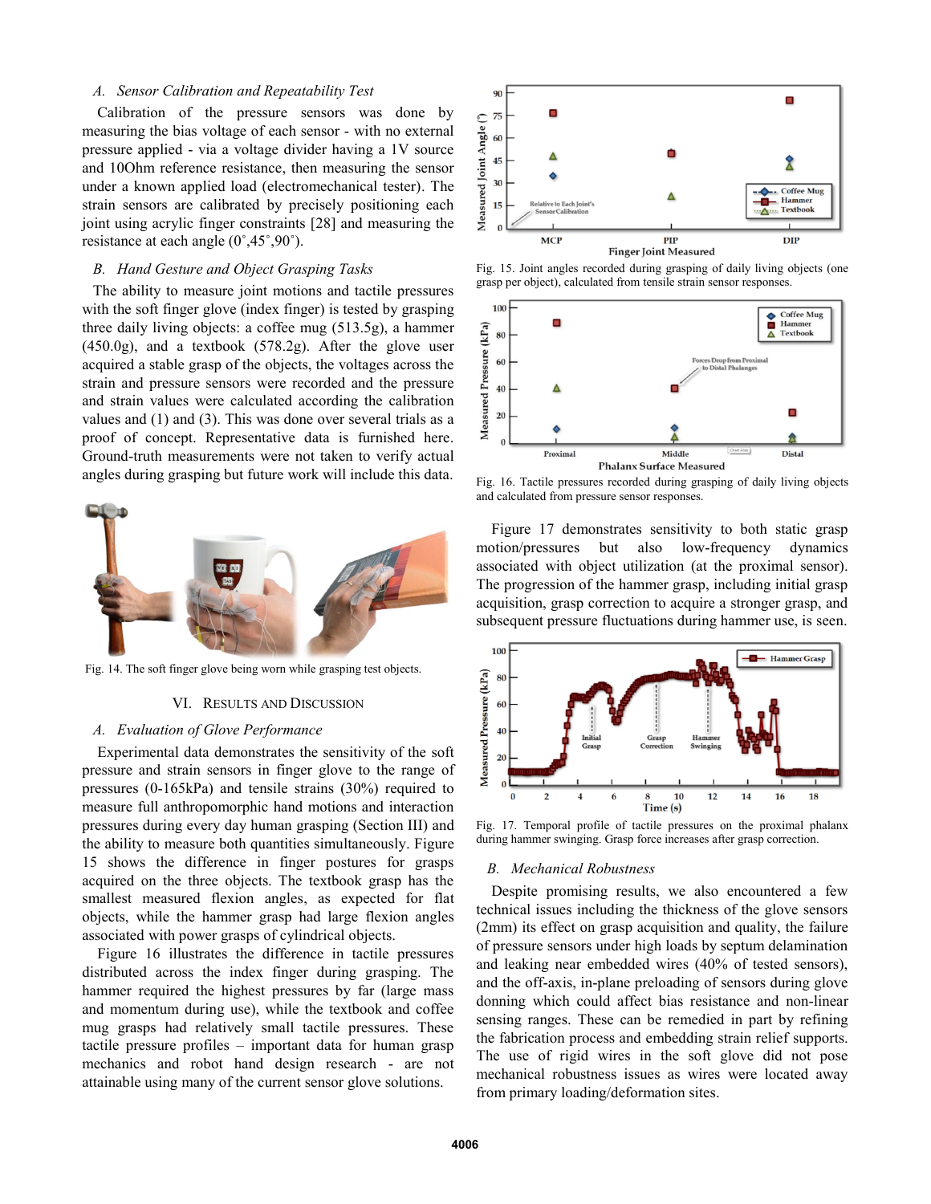### A. Sensor Calibration and Repeatability Test

Calibration of the pressure sensors was done by measuring the bias voltage of each sensor - with no external pressure applied - via a voltage divider having a 1V source and 10Ohm reference resistance, then measuring the sensor under a known applied load (electromechanical tester). The strain sensors are calibrated by precisely positioning each joint using acrylic finger constraints [28] and measuring the resistance at each angle (0˚,45˚,90˚).

### B. Hand Gesture and Object Grasping Tasks

The ability to measure joint motions and tactile pressures with the soft finger glove (index finger) is tested by grasping three daily living objects: a coffee mug (513.5g), a hammer (450.0g), and a textbook (578.2g). After the glove user acquired a stable grasp of the objects, the voltages across the strain and pressure sensors were recorded and the pressure and strain values were calculated according the calibration values and (1) and (3). This was done over several trials as a proof of concept. Representative data is furnished here. Ground-truth measurements were not taken to verify actual angles during grasping but future work will include this data.

Fig. 14. The soft finger glove being worn while grasping test objects.

## VI. Results and Discussion

### A. Evaluation of Glove Performance

Experimental data demonstrates the sensitivity of the soft pressure and strain sensors in finger glove to the range of pressures (0-165kPa) and tensile strains (30%) required to measure full anthropomorphic hand motions and interaction pressures during every day human grasping (Section III) and the ability to measure both quantities simultaneously. Figure 15 shows the difference in finger postures for grasps acquired on the three objects. The textbook grasp has the smallest measured flexion angles, as expected for flat objects, while the hammer grasp had large flexion angles associated with power grasps of cylindrical objects.

Figure 16 illustrates the difference in tactile pressures distributed across the index finger during grasping. The hammer required the highest pressures by far (large mass and momentum during use), while the textbook and coffee mug grasps had relatively small tactile pressures. These tactile pressure profiles – important data for human grasp mechanics and robot hand design research - are not attainable using many of the current sensor glove solutions.

Fig. 15. Joint angles recorded during grasping of daily living objects (one grasp per object), calculated from tensile strain sensor responses.

Fig. 16. Tactile pressures recorded during grasping of daily living objects and calculated from pressure sensor responses.

Figure 17 demonstrates sensitivity to both static grasp motion/pressures but also low-frequency dynamics associated with object utilization (at the proximal sensor). The progression of the hammer grasp, including initial grasp acquisition, grasp correction to acquire a stronger grasp, and subsequent pressure fluctuations during hammer use, is seen.

Fig. 17. Temporal profile of tactile pressures on the proximal phalanx during hammer swinging. Grasp force increases after grasp correction.

### B. Mechanical Robustness

Despite promising results, we also encountered a few technical issues including the thickness of the glove sensors (2mm) its effect on grasp acquisition and quality, the failure of pressure sensors under high loads by septum delamination and leaking near embedded wires (40% of tested sensors), and the off-axis, in-plane preloading of sensors during glove donning which could affect bias resistance and non-linear sensing ranges. These can be remedied in part by refining the fabrication process and embedding strain relief supports. The use of rigid wires in the soft glove did not pose mechanical robustness issues as wires were located away from primary loading/deformation sites.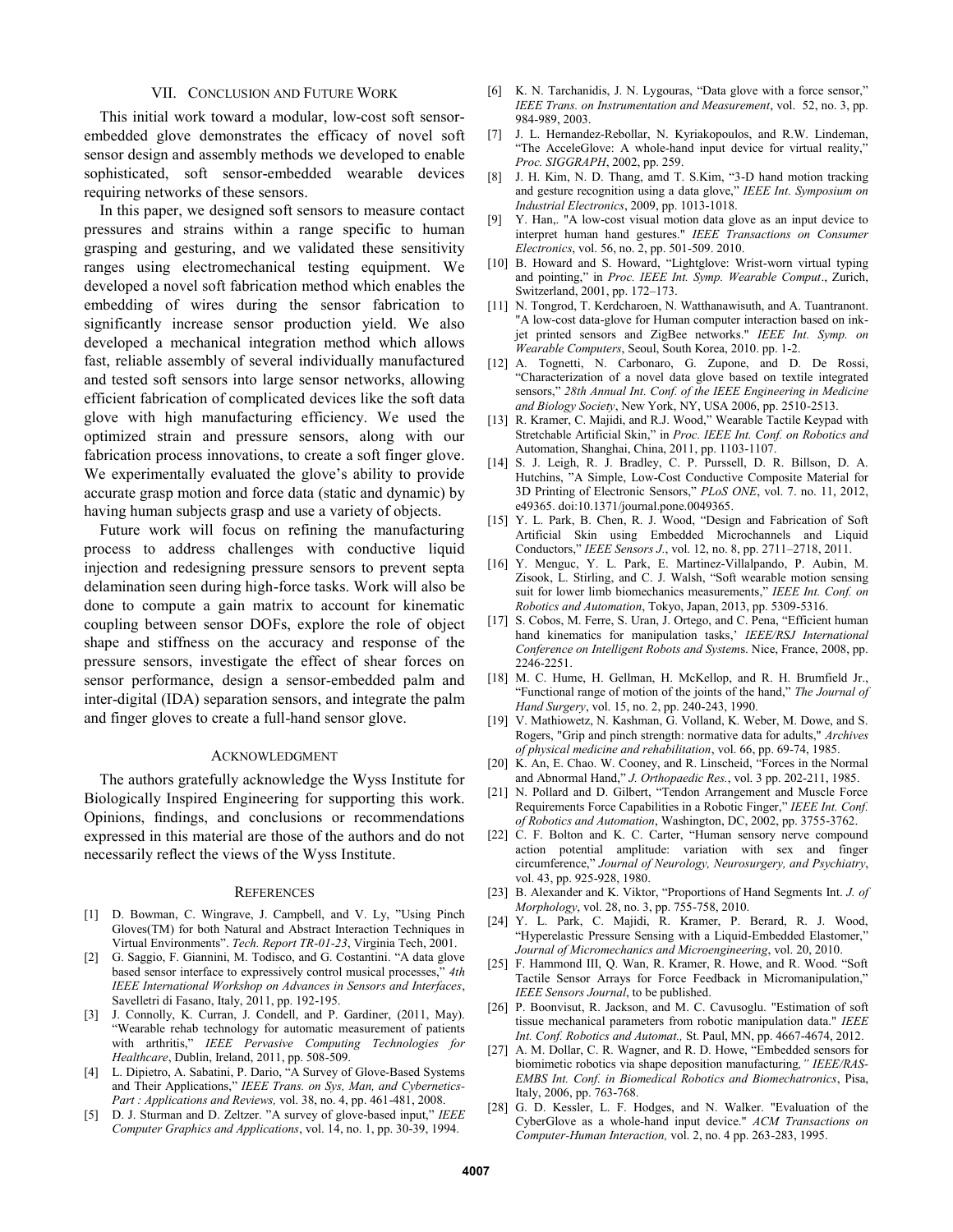## VII. Conclusion and Future Work

This initial work toward a modular, low-cost soft sensor-embedded glove demonstrates the efficacy of novel soft sensor design and assembly methods we developed to enable sophisticated, soft sensor-embedded wearable devices requiring networks of these sensors.

In this paper, we designed soft sensors to measure contact pressures and strains within a range specific to human grasping and gesturing, and we validated these sensitivity ranges using electromechanical testing equipment. We developed a novel soft fabrication method which enables the embedding of wires during the sensor fabrication to significantly increase sensor production yield. We also developed a mechanical integration method which allows fast, reliable assembly of several individually manufactured and tested soft sensors into large sensor networks, allowing efficient fabrication of complicated devices like the soft data glove with high manufacturing efficiency. We used the optimized strain and pressure sensors, along with our fabrication process innovations, to create a soft finger glove. We experimentally evaluated the glove's ability to provide accurate grasp motion and force data (static and dynamic) by having human subjects grasp and use a variety of objects.

Future work will focus on refining the manufacturing process to address challenges with conductive liquid injection and redesigning pressure sensors to prevent septa delamination seen during high-force tasks. Work will also be done to compute a gain matrix to account for kinematic coupling between sensor DOFs, explore the role of object shape and stiffness on the accuracy and response of the pressure sensors, investigate the effect of shear forces on sensor performance, design a sensor-embedded palm and inter-digital (IDA) separation sensors, and integrate the palm and finger gloves to create a full-hand sensor glove.

## Acknowledgment

The authors gratefully acknowledge the Wyss Institute for Biologically Inspired Engineering for supporting this work. Opinions, findings, and conclusions or recommendations expressed in this material are those of the authors and do not necessarily reflect the views of the Wyss Institute.

## References

[1] D. Bowman, C. Wingrave, J. Campbell, and V. Ly, "Using Pinch Gloves(TM) for both Natural and Abstract Interaction Techniques in Virtual Environments". *Tech. Report TR-01-23*, Virginia Tech, 2001.

[2] G. Saggio, F. Giannini, M. Todisco, and G. Costantini. "A data glove based sensor interface to expressively control musical processes," *4th IEEE International Workshop on Advances in Sensors and Interfaces*, Savelletri di Fasano, Italy, 2011, pp. 192-195.

[3] J. Connolly, K. Curran, J. Condell, and P. Gardiner, (2011, May). "Wearable rehab technology for automatic measurement of patients with arthritis," *IEEE Pervasive Computing Technologies for Healthcare*, Dublin, Ireland, 2011, pp. 508-509.

[4] L. Dipietro, A. Sabatini, P. Dario, "A Survey of Glove-Based Systems and Their Applications," *IEEE Trans. on Sys, Man, and Cybernetics-Part : Applications and Reviews,* vol. 38, no. 4, pp. 461-481, 2008.

[5] D. J. Sturman and D. Zeltzer. "A survey of glove-based input," *IEEE Computer Graphics and Applications*, vol. 14, no. 1, pp. 30-39, 1994.

[6] K. N. Tarchanidis, J. N. Lygouras, "Data glove with a force sensor," *IEEE Trans. on Instrumentation and Measurement*, vol. 52, no. 3, pp. 984-989, 2003.

[7] J. L. Hernandez-Rebollar, N. Kyriakopoulos, and R.W. Lindeman, "The AcceleGlove: A whole-hand input device for virtual reality," *Proc. SIGGRAPH*, 2002, pp. 259.

[8] J. H. Kim, N. D. Thang, amd T. S.Kim, "3-D hand motion tracking and gesture recognition using a data glove," *IEEE Int. Symposium on Industrial Electronics*, 2009, pp. 1013-1018.

[9] Y. Han,. "A low-cost visual motion data glove as an input device to interpret human hand gestures." *IEEE Transactions on Consumer Electronics*, vol. 56, no. 2, pp. 501-509. 2010.

[10] B. Howard and S. Howard, "Lightglove: Wrist-worn virtual typing and pointing," in *Proc. IEEE Int. Symp. Wearable Comput*., Zurich, Switzerland, 2001, pp. 172–173.

[11] N. Tongrod, T. Kerdcharoen, N. Watthanawisuth, and A. Tuantranont. "A low-cost data-glove for Human computer interaction based on ink-jet printed sensors and ZigBee networks." *IEEE Int. Symp. on Wearable Computers*, Seoul, South Korea, 2010. pp. 1-2.

[12] A. Tognetti, N. Carbonaro, G. Zupone, and D. De Rossi, "Characterization of a novel data glove based on textile integrated sensors," *28th Annual Int. Conf. of the IEEE Engineering in Medicine and Biology Society*, New York, NY, USA 2006, pp. 2510-2513.

[13] R. Kramer, C. Majidi, and R.J. Wood," Wearable Tactile Keypad with Stretchable Artificial Skin," in *Proc. IEEE Int. Conf. on Robotics and* Automation, Shanghai, China, 2011, pp. 1103-1107.

[14] S. J. Leigh, R. J. Bradley, C. P. Purssell, D. R. Billson, D. A. Hutchins, "A Simple, Low-Cost Conductive Composite Material for 3D Printing of Electronic Sensors," *PLoS ONE*, vol. 7. no. 11, 2012, e49365. doi:10.1371/journal.pone.0049365.

[15] Y. L. Park, B. Chen, R. J. Wood, "Design and Fabrication of Soft Artificial Skin using Embedded Microchannels and Liquid Conductors," *IEEE Sensors J*., vol. 12, no. 8, pp. 2711–2718, 2011.

[16] Y. Menguc, Y. L. Park, E. Martinez-Villalpando, P. Aubin, M. Zisook, L. Stirling, and C. J. Walsh, "Soft wearable motion sensing suit for lower limb biomechanics measurements," *IEEE Int. Conf. on Robotics and Automation*, Tokyo, Japan, 2013, pp. 5309-5316.

[17] S. Cobos, M. Ferre, S. Uran, J. Ortego, and C. Pena, "Efficient human hand kinematics for manipulation tasks,' *IEEE/RSJ International Conference on Intelligent Robots and System*s. Nice, France, 2008, pp. 2246-2251.

[18] M. C. Hume, H. Gellman, H. McKellop, and R. H. Brumfield Jr., "Functional range of motion of the joints of the hand," *The Journal of Hand Surgery*, vol. 15, no. 2, pp. 240-243, 1990.

[19] V. Mathiowetz, N. Kashman, G. Volland, K. Weber, M. Dowe, and S. Rogers, "Grip and pinch strength: normative data for adults," *Archives of physical medicine and rehabilitation*, vol. 66, pp. 69-74, 1985.

[20] K. An, E. Chao. W. Cooney, and R. Linscheid, "Forces in the Normal and Abnormal Hand," *J. Orthopaedic Res.*, vol. 3 pp. 202-211, 1985.

[21] N. Pollard and D. Gilbert, "Tendon Arrangement and Muscle Force Requirements Force Capabilities in a Robotic Finger," *IEEE Int. Conf. of Robotics and Automation*, Washington, DC, 2002, pp. 3755-3762.

[22] C. F. Bolton and K. C. Carter, "Human sensory nerve compound action potential amplitude: variation with sex and finger circumference," *Journal of Neurology, Neurosurgery, and Psychiatry*, vol. 43, pp. 925-928, 1980.

[23] B. Alexander and K. Viktor, "Proportions of Hand Segments Int. *J. of Morphology*, vol. 28, no. 3, pp. 755-758, 2010.

[24] Y. L. Park, C. Majidi, R. Kramer, P. Berard, R. J. Wood, "Hyperelastic Pressure Sensing with a Liquid-Embedded Elastomer," *Journal of Micromechanics and Microengineering*, vol. 20, 2010.

[25] F. Hammond III, Q. Wan, R. Kramer, R. Howe, and R. Wood. "Soft Tactile Sensor Arrays for Force Feedback in Micromanipulation," *IEEE Sensors Journal*, to be published.

[26] P. Boonvisut, R. Jackson, and M. C. Cavusoglu. "Estimation of soft tissue mechanical parameters from robotic manipulation data." *IEEE Int. Conf. Robotics and Automat.,* St. Paul, MN, pp. 4667-4674, 2012.

[27] A. M. Dollar, C. R. Wagner, and R. D. Howe, "Embedded sensors for biomimetic robotics via shape deposition manufacturing*," IEEE/RAS-EMBS Int. Conf. in Biomedical Robotics and Biomechatronics*, Pisa, Italy, 2006, pp. 763-768.

[28] G. D. Kessler, L. F. Hodges, and N. Walker. "Evaluation of the CyberGlove as a whole-hand input device." *ACM Transactions on Computer-Human Interaction,* vol. 2, no. 4 pp. 263-283, 1995.